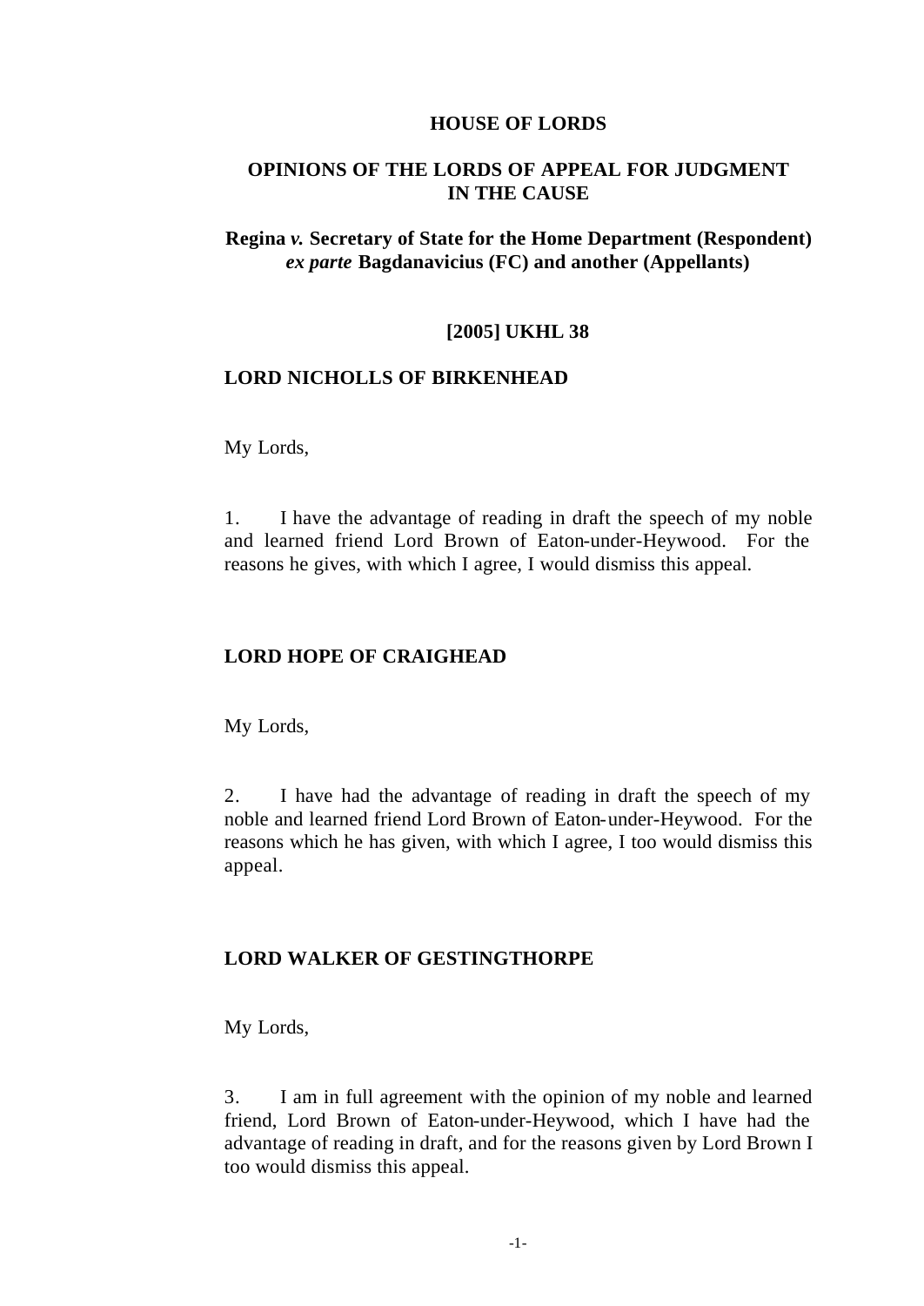**HOUSE OF LORDS**

**OPINIONS OF THE LORDS OF APPEAL FOR JUDGMENT IN THE CAUSE**

**Regina *v.* Secretary of State for the Home Department (Respondent) *ex parte* Bagdanavicius (FC) and another (Appellants)**

**[2005] UKHL 38**

**LORD NICHOLLS OF BIRKENHEAD**

My Lords,

1. I have the advantage of reading in draft the speech of my noble and learned friend Lord Brown of Eaton-under-Heywood. For the reasons he gives, with which I agree, I would dismiss this appeal.

**LORD HOPE OF CRAIGHEAD**

My Lords,

2. I have had the advantage of reading in draft the speech of my noble and learned friend Lord Brown of Eaton-under-Heywood. For the reasons which he has given, with which I agree, I too would dismiss this appeal.

**LORD WALKER OF GESTINGTHORPE**

My Lords,

3. I am in full agreement with the opinion of my noble and learned friend, Lord Brown of Eaton-under-Heywood, which I have had the advantage of reading in draft, and for the reasons given by Lord Brown I too would dismiss this appeal.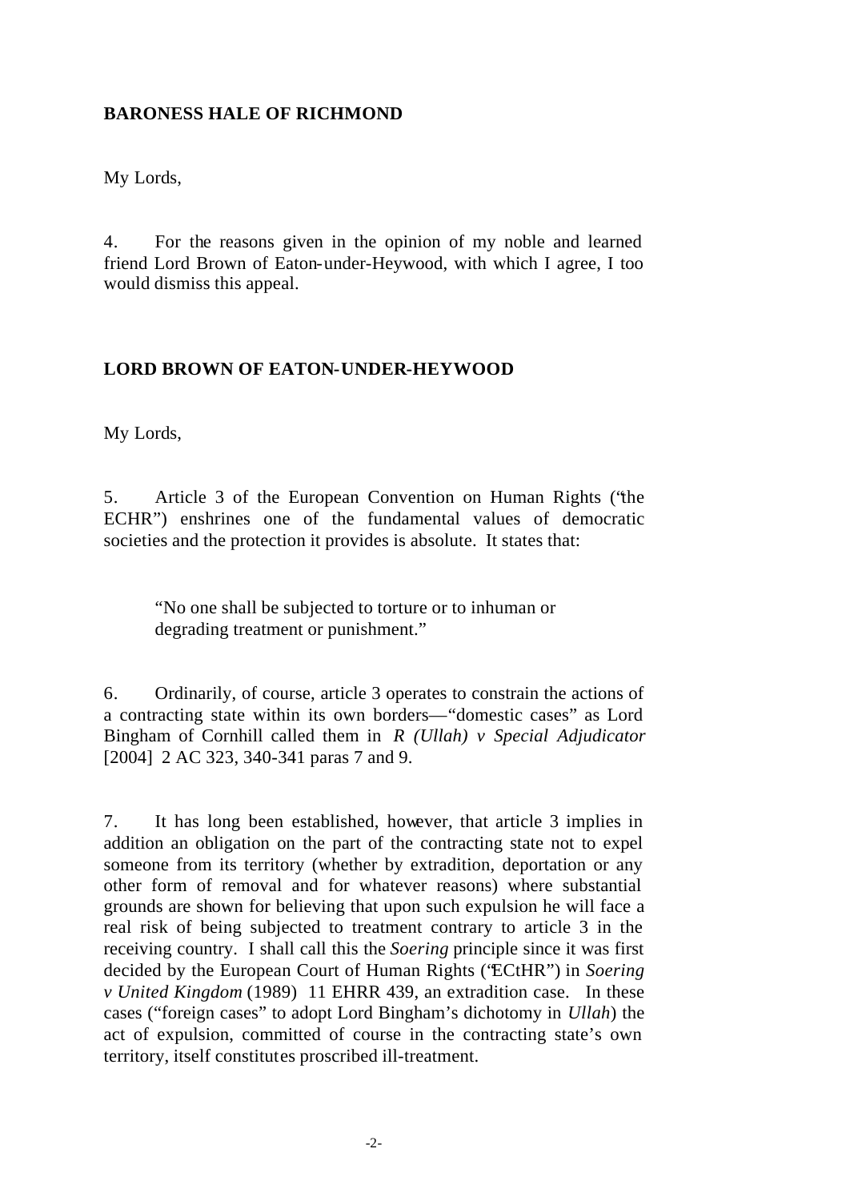**BARONESS HALE OF RICHMOND**

My Lords,

4. For the reasons given in the opinion of my noble and learned friend Lord Brown of Eaton-under-Heywood, with which I agree, I too would dismiss this appeal.

**LORD BROWN OF EATON-UNDER-HEYWOOD**

My Lords,

5. Article 3 of the European Convention on Human Rights ("the ECHR") enshrines one of the fundamental values of democratic societies and the protection it provides is absolute. It states that:

> "No one shall be subjected to torture or to inhuman or degrading treatment or punishment."

6. Ordinarily, of course, article 3 operates to constrain the actions of a contracting state within its own borders—"domestic cases" as Lord Bingham of Cornhill called them in *R (Ullah) v Special Adjudicator* [2004] 2 AC 323, 340-341 paras 7 and 9.

7. It has long been established, however, that article 3 implies in addition an obligation on the part of the contracting state not to expel someone from its territory (whether by extradition, deportation or any other form of removal and for whatever reasons) where substantial grounds are shown for believing that upon such expulsion he will face a real risk of being subjected to treatment contrary to article 3 in the receiving country. I shall call this the *Soering* principle since it was first decided by the European Court of Human Rights ("ECtHR") in *Soering v United Kingdom* (1989) 11 EHRR 439, an extradition case. In these cases ("foreign cases" to adopt Lord Bingham's dichotomy in *Ullah*) the act of expulsion, committed of course in the contracting state's own territory, itself constitutes proscribed ill-treatment.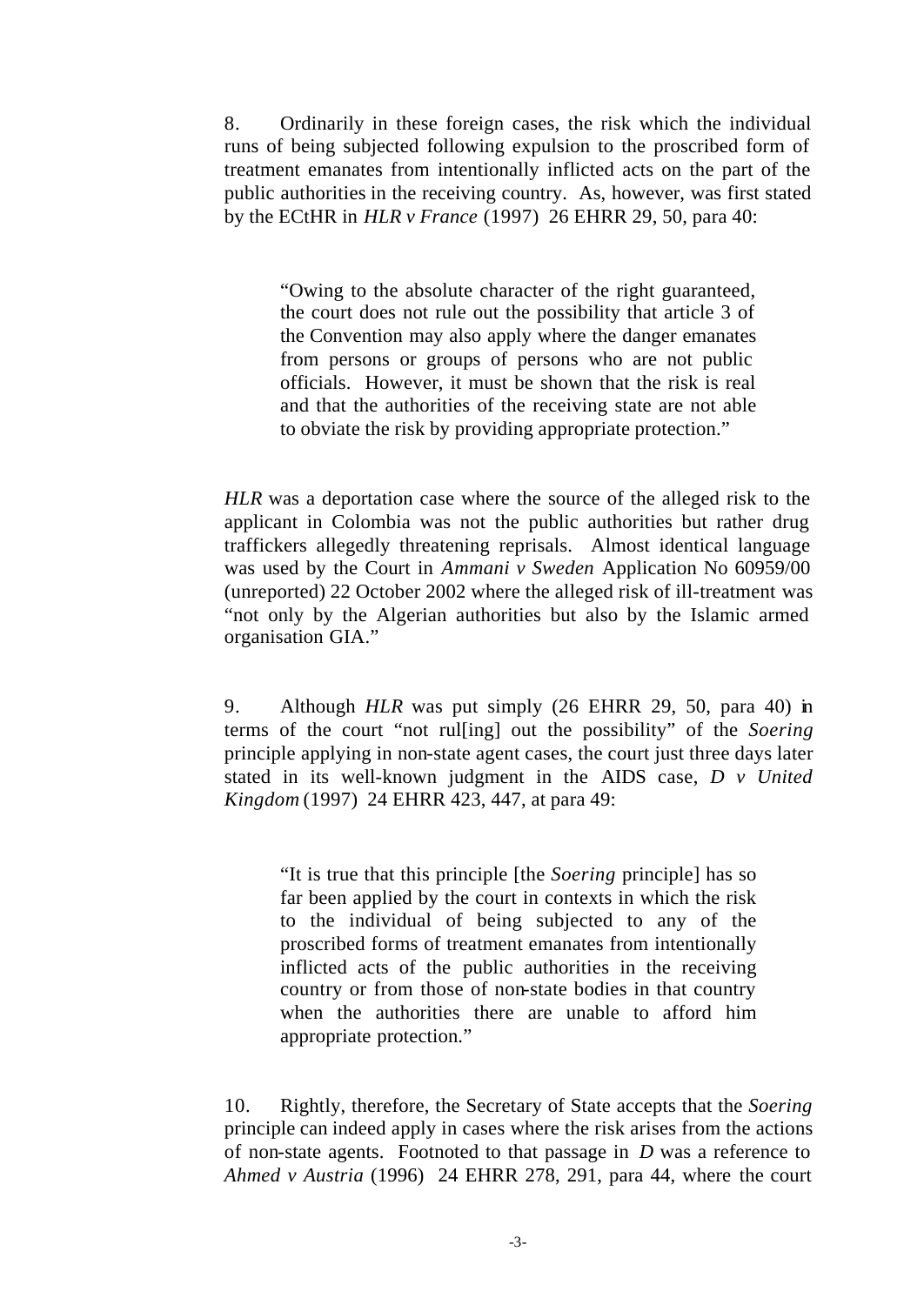8. Ordinarily in these foreign cases, the risk which the individual runs of being subjected following expulsion to the proscribed form of treatment emanates from intentionally inflicted acts on the part of the public authorities in the receiving country. As, however, was first stated by the ECtHR in *HLR v France* (1997) 26 EHRR 29, 50, para 40:

> "Owing to the absolute character of the right guaranteed, the court does not rule out the possibility that article 3 of the Convention may also apply where the danger emanates from persons or groups of persons who are not public officials. However, it must be shown that the risk is real and that the authorities of the receiving state are not able to obviate the risk by providing appropriate protection."

*HLR* was a deportation case where the source of the alleged risk to the applicant in Colombia was not the public authorities but rather drug traffickers allegedly threatening reprisals. Almost identical language was used by the Court in *Ammani v Sweden* Application No 60959/00 (unreported) 22 October 2002 where the alleged risk of ill-treatment was "not only by the Algerian authorities but also by the Islamic armed organisation GIA."

9. Although *HLR* was put simply (26 EHRR 29, 50, para 40) in terms of the court "not rul[ing] out the possibility" of the *Soering* principle applying in non-state agent cases, the court just three days later stated in its well-known judgment in the AIDS case, *D v United Kingdom* (1997) 24 EHRR 423, 447, at para 49:

> "It is true that this principle [the *Soering* principle] has so far been applied by the court in contexts in which the risk to the individual of being subjected to any of the proscribed forms of treatment emanates from intentionally inflicted acts of the public authorities in the receiving country or from those of non-state bodies in that country when the authorities there are unable to afford him appropriate protection."

10. Rightly, therefore, the Secretary of State accepts that the *Soering* principle can indeed apply in cases where the risk arises from the actions of non-state agents. Footnoted to that passage in *D* was a reference to *Ahmed v Austria* (1996) 24 EHRR 278, 291, para 44, where the court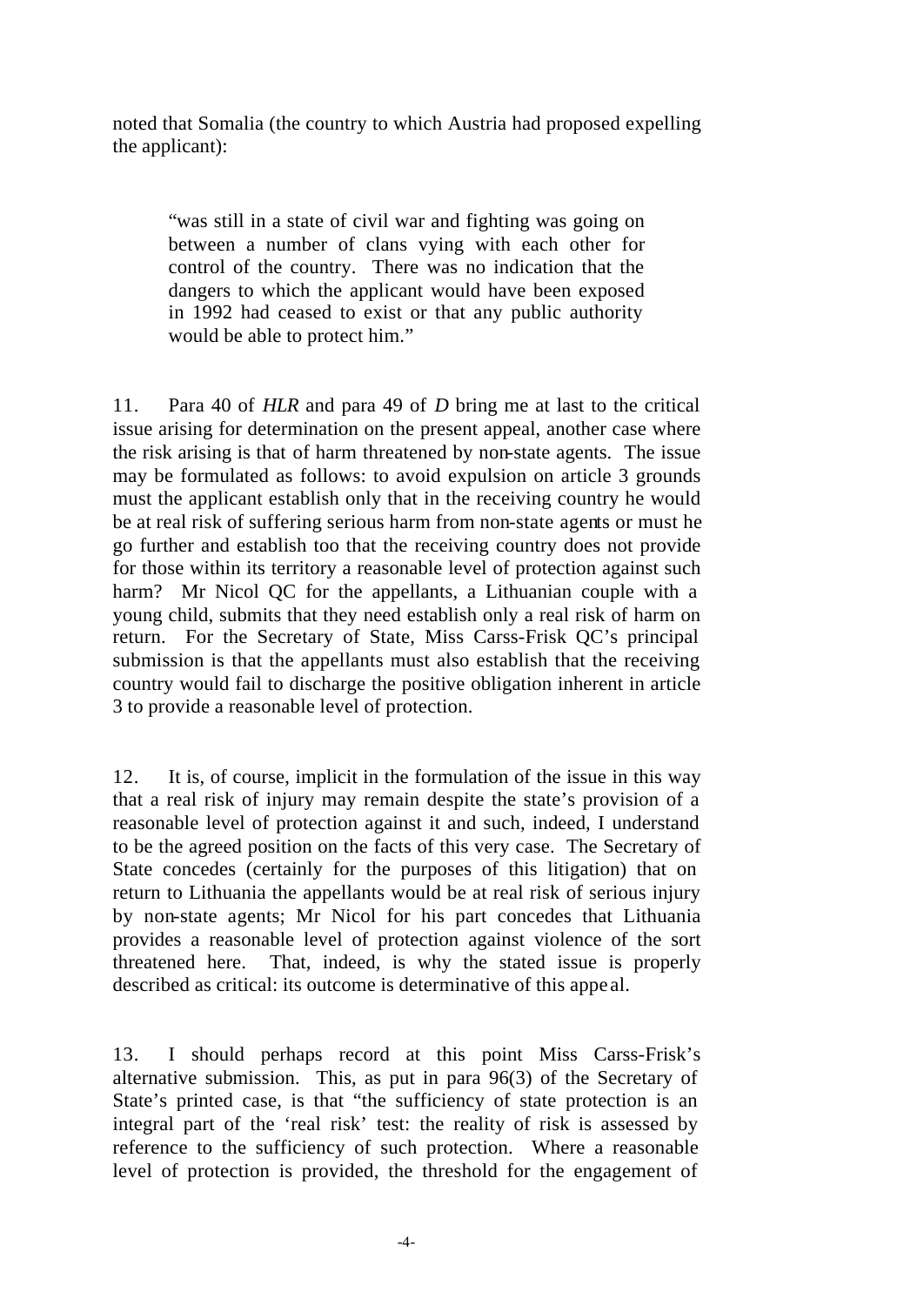noted that Somalia (the country to which Austria had proposed expelling the applicant):

> "was still in a state of civil war and fighting was going on between a number of clans vying with each other for control of the country. There was no indication that the dangers to which the applicant would have been exposed in 1992 had ceased to exist or that any public authority would be able to protect him."

11. Para 40 of *HLR* and para 49 of *D* bring me at last to the critical issue arising for determination on the present appeal, another case where the risk arising is that of harm threatened by non-state agents. The issue may be formulated as follows: to avoid expulsion on article 3 grounds must the applicant establish only that in the receiving country he would be at real risk of suffering serious harm from non-state agents or must he go further and establish too that the receiving country does not provide for those within its territory a reasonable level of protection against such harm? Mr Nicol QC for the appellants, a Lithuanian couple with a young child, submits that they need establish only a real risk of harm on return. For the Secretary of State, Miss Carss-Frisk QC's principal submission is that the appellants must also establish that the receiving country would fail to discharge the positive obligation inherent in article 3 to provide a reasonable level of protection.

12. It is, of course, implicit in the formulation of the issue in this way that a real risk of injury may remain despite the state's provision of a reasonable level of protection against it and such, indeed, I understand to be the agreed position on the facts of this very case. The Secretary of State concedes (certainly for the purposes of this litigation) that on return to Lithuania the appellants would be at real risk of serious injury by non-state agents; Mr Nicol for his part concedes that Lithuania provides a reasonable level of protection against violence of the sort threatened here. That, indeed, is why the stated issue is properly described as critical: its outcome is determinative of this appeal.

13. I should perhaps record at this point Miss Carss-Frisk's alternative submission. This, as put in para 96(3) of the Secretary of State's printed case, is that "the sufficiency of state protection is an integral part of the 'real risk' test: the reality of risk is assessed by reference to the sufficiency of such protection. Where a reasonable level of protection is provided, the threshold for the engagement of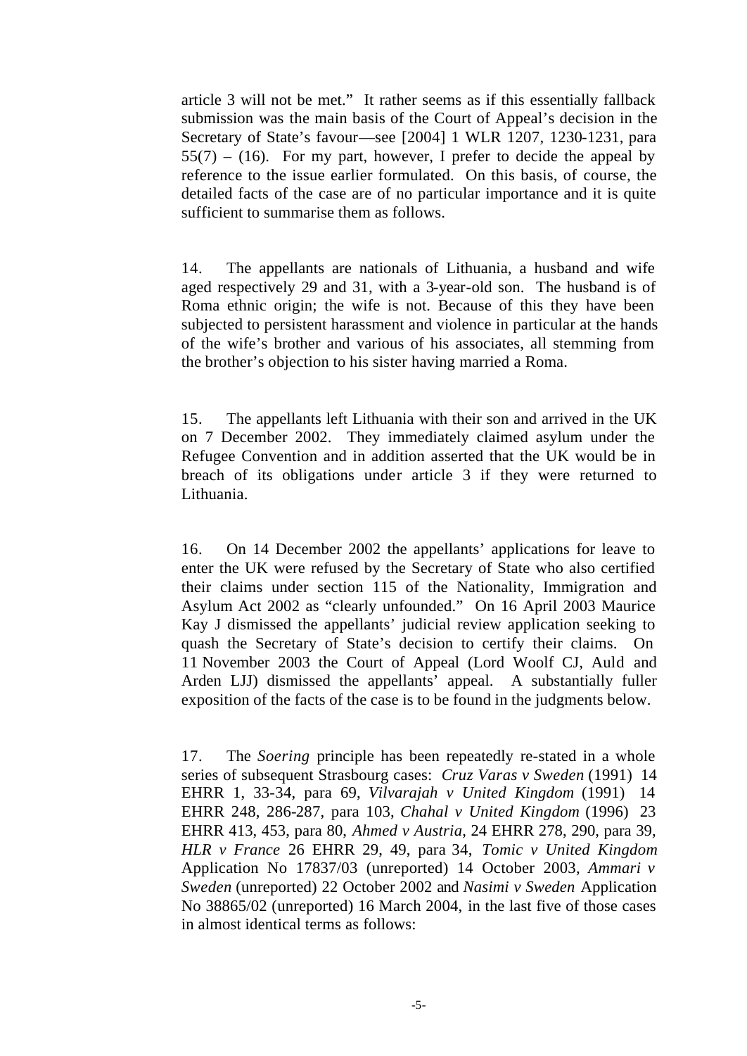article 3 will not be met." It rather seems as if this essentially fallback submission was the main basis of the Court of Appeal's decision in the Secretary of State's favour—see [2004] 1 WLR 1207, 1230-1231, para 55(7) – (16). For my part, however, I prefer to decide the appeal by reference to the issue earlier formulated. On this basis, of course, the detailed facts of the case are of no particular importance and it is quite sufficient to summarise them as follows.

14. The appellants are nationals of Lithuania, a husband and wife aged respectively 29 and 31, with a 3-year-old son. The husband is of Roma ethnic origin; the wife is not. Because of this they have been subjected to persistent harassment and violence in particular at the hands of the wife's brother and various of his associates, all stemming from the brother's objection to his sister having married a Roma.

15. The appellants left Lithuania with their son and arrived in the UK on 7 December 2002. They immediately claimed asylum under the Refugee Convention and in addition asserted that the UK would be in breach of its obligations under article 3 if they were returned to Lithuania.

16. On 14 December 2002 the appellants' applications for leave to enter the UK were refused by the Secretary of State who also certified their claims under section 115 of the Nationality, Immigration and Asylum Act 2002 as "clearly unfounded." On 16 April 2003 Maurice Kay J dismissed the appellants' judicial review application seeking to quash the Secretary of State's decision to certify their claims. On 11 November 2003 the Court of Appeal (Lord Woolf CJ, Auld and Arden LJJ) dismissed the appellants' appeal. A substantially fuller exposition of the facts of the case is to be found in the judgments below.

17. The *Soering* principle has been repeatedly re-stated in a whole series of subsequent Strasbourg cases: *Cruz Varas v Sweden* (1991) 14 EHRR 1, 33-34, para 69, *Vilvarajah v United Kingdom* (1991) 14 EHRR 248, 286-287, para 103, *Chahal v United Kingdom* (1996) 23 EHRR 413, 453, para 80, *Ahmed v Austria*, 24 EHRR 278, 290, para 39, *HLR v France* 26 EHRR 29, 49, para 34, *Tomic v United Kingdom* Application No 17837/03 (unreported) 14 October 2003, *Ammari v Sweden* (unreported) 22 October 2002 and *Nasimi v Sweden* Application No 38865/02 (unreported) 16 March 2004, in the last five of those cases in almost identical terms as follows: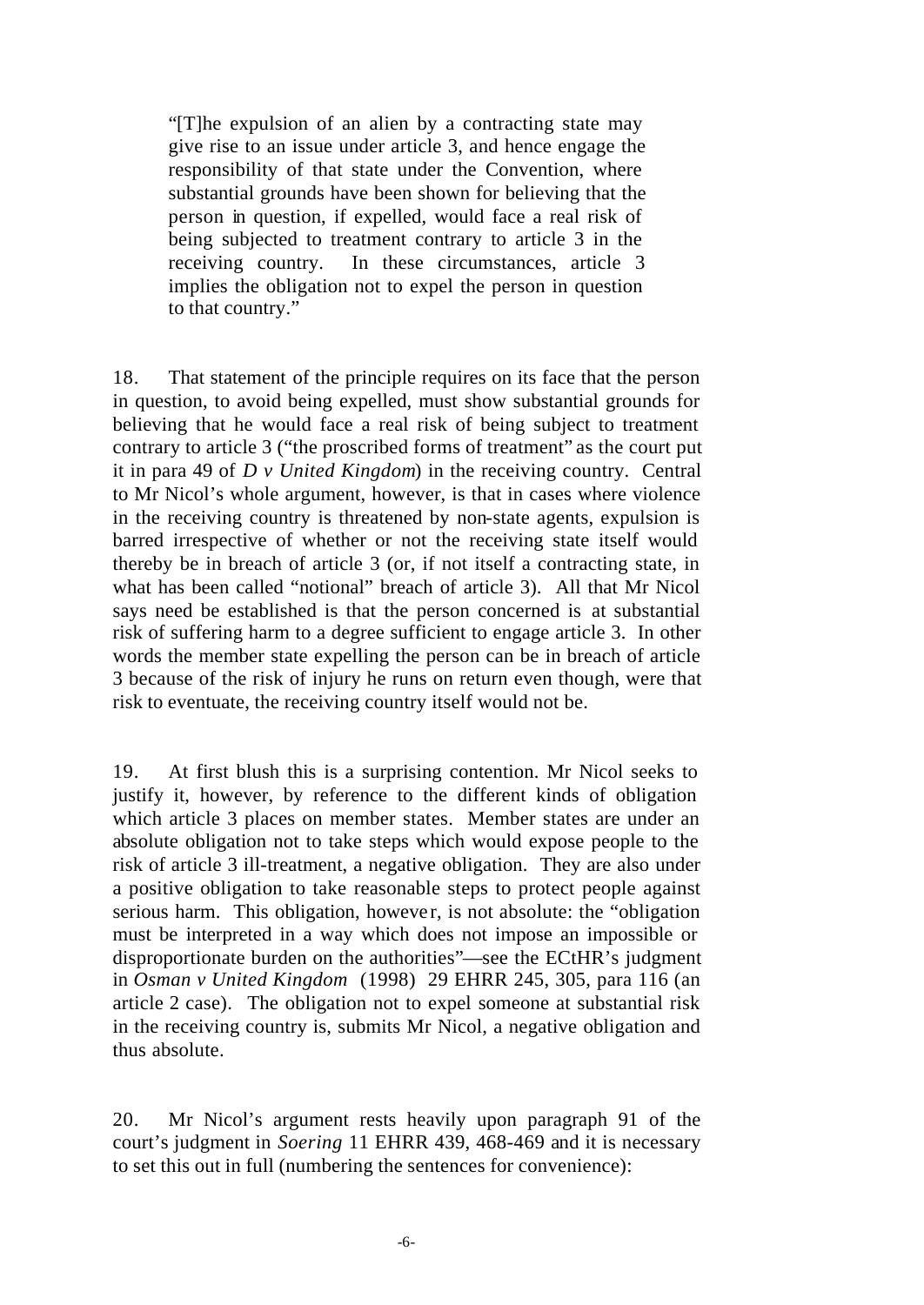> "[T]he expulsion of an alien by a contracting state may give rise to an issue under article 3, and hence engage the responsibility of that state under the Convention, where substantial grounds have been shown for believing that the person in question, if expelled, would face a real risk of being subjected to treatment contrary to article 3 in the receiving country. In these circumstances, article 3 implies the obligation not to expel the person in question to that country."

18. That statement of the principle requires on its face that the person in question, to avoid being expelled, must show substantial grounds for believing that he would face a real risk of being subject to treatment contrary to article 3 ("the proscribed forms of treatment" as the court put it in para 49 of *D v United Kingdom*) in the receiving country. Central to Mr Nicol's whole argument, however, is that in cases where violence in the receiving country is threatened by non-state agents, expulsion is barred irrespective of whether or not the receiving state itself would thereby be in breach of article 3 (or, if not itself a contracting state, in what has been called "notional" breach of article 3). All that Mr Nicol says need be established is that the person concerned is at substantial risk of suffering harm to a degree sufficient to engage article 3. In other words the member state expelling the person can be in breach of article 3 because of the risk of injury he runs on return even though, were that risk to eventuate, the receiving country itself would not be.

19. At first blush this is a surprising contention. Mr Nicol seeks to justify it, however, by reference to the different kinds of obligation which article 3 places on member states. Member states are under an absolute obligation not to take steps which would expose people to the risk of article 3 ill-treatment, a negative obligation. They are also under a positive obligation to take reasonable steps to protect people against serious harm. This obligation, however, is not absolute: the "obligation must be interpreted in a way which does not impose an impossible or disproportionate burden on the authorities"—see the ECtHR's judgment in *Osman v United Kingdom* (1998) 29 EHRR 245, 305, para 116 (an article 2 case). The obligation not to expel someone at substantial risk in the receiving country is, submits Mr Nicol, a negative obligation and thus absolute.

20. Mr Nicol's argument rests heavily upon paragraph 91 of the court's judgment in *Soering* 11 EHRR 439, 468-469 and it is necessary to set this out in full (numbering the sentences for convenience):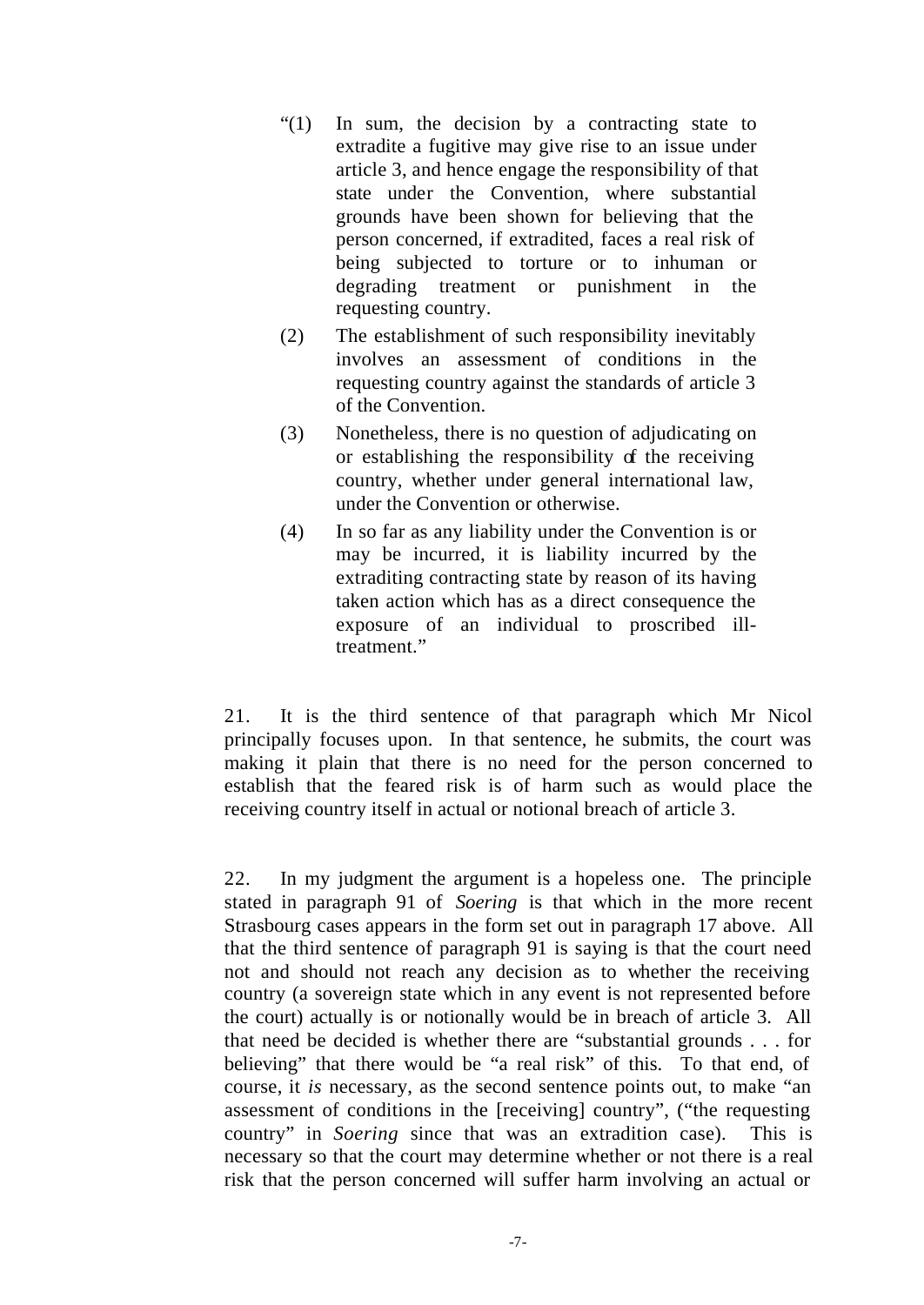> "(1) In sum, the decision by a contracting state to extradite a fugitive may give rise to an issue under article 3, and hence engage the responsibility of that state under the Convention, where substantial grounds have been shown for believing that the person concerned, if extradited, faces a real risk of being subjected to torture or to inhuman or degrading treatment or punishment in the requesting country.
>
> (2) The establishment of such responsibility inevitably involves an assessment of conditions in the requesting country against the standards of article 3 of the Convention.
>
> (3) Nonetheless, there is no question of adjudicating on or establishing the responsibility of the receiving country, whether under general international law, under the Convention or otherwise.
>
> (4) In so far as any liability under the Convention is or may be incurred, it is liability incurred by the extraditing contracting state by reason of its having taken action which has as a direct consequence the exposure of an individual to proscribed ill-treatment."

21. It is the third sentence of that paragraph which Mr Nicol principally focuses upon. In that sentence, he submits, the court was making it plain that there is no need for the person concerned to establish that the feared risk is of harm such as would place the receiving country itself in actual or notional breach of article 3.

22. In my judgment the argument is a hopeless one. The principle stated in paragraph 91 of *Soering* is that which in the more recent Strasbourg cases appears in the form set out in paragraph 17 above. All that the third sentence of paragraph 91 is saying is that the court need not and should not reach any decision as to whether the receiving country (a sovereign state which in any event is not represented before the court) actually is or notionally would be in breach of article 3. All that need be decided is whether there are "substantial grounds . . . for believing" that there would be "a real risk" of this. To that end, of course, it *is* necessary, as the second sentence points out, to make "an assessment of conditions in the [receiving] country", ("the requesting country" in *Soering* since that was an extradition case). This is necessary so that the court may determine whether or not there is a real risk that the person concerned will suffer harm involving an actual or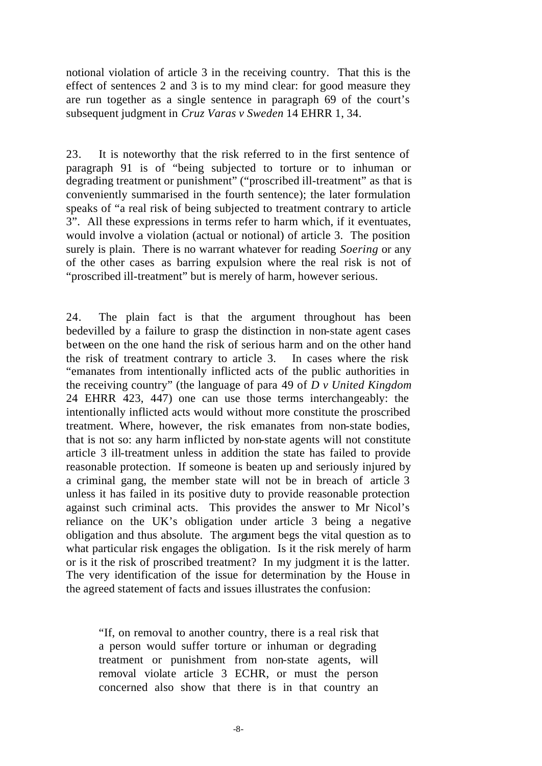notional violation of article 3 in the receiving country. That this is the effect of sentences 2 and 3 is to my mind clear: for good measure they are run together as a single sentence in paragraph 69 of the court's subsequent judgment in *Cruz Varas v Sweden* 14 EHRR 1, 34.

23. It is noteworthy that the risk referred to in the first sentence of paragraph 91 is of "being subjected to torture or to inhuman or degrading treatment or punishment" ("proscribed ill-treatment" as that is conveniently summarised in the fourth sentence); the later formulation speaks of "a real risk of being subjected to treatment contrary to article 3". All these expressions in terms refer to harm which, if it eventuates, would involve a violation (actual or notional) of article 3. The position surely is plain. There is no warrant whatever for reading *Soering* or any of the other cases as barring expulsion where the real risk is not of "proscribed ill-treatment" but is merely of harm, however serious.

24. The plain fact is that the argument throughout has been bedevilled by a failure to grasp the distinction in non-state agent cases between on the one hand the risk of serious harm and on the other hand the risk of treatment contrary to article 3. In cases where the risk "emanates from intentionally inflicted acts of the public authorities in the receiving country" (the language of para 49 of *D v United Kingdom* 24 EHRR 423, 447) one can use those terms interchangeably: the intentionally inflicted acts would without more constitute the proscribed treatment. Where, however, the risk emanates from non-state bodies, that is not so: any harm inflicted by non-state agents will not constitute article 3 ill-treatment unless in addition the state has failed to provide reasonable protection. If someone is beaten up and seriously injured by a criminal gang, the member state will not be in breach of article 3 unless it has failed in its positive duty to provide reasonable protection against such criminal acts. This provides the answer to Mr Nicol's reliance on the UK's obligation under article 3 being a negative obligation and thus absolute. The argument begs the vital question as to what particular risk engages the obligation. Is it the risk merely of harm or is it the risk of proscribed treatment? In my judgment it is the latter. The very identification of the issue for determination by the House in the agreed statement of facts and issues illustrates the confusion:

> "If, on removal to another country, there is a real risk that a person would suffer torture or inhuman or degrading treatment or punishment from non-state agents, will removal violate article 3 ECHR, or must the person concerned also show that there is in that country an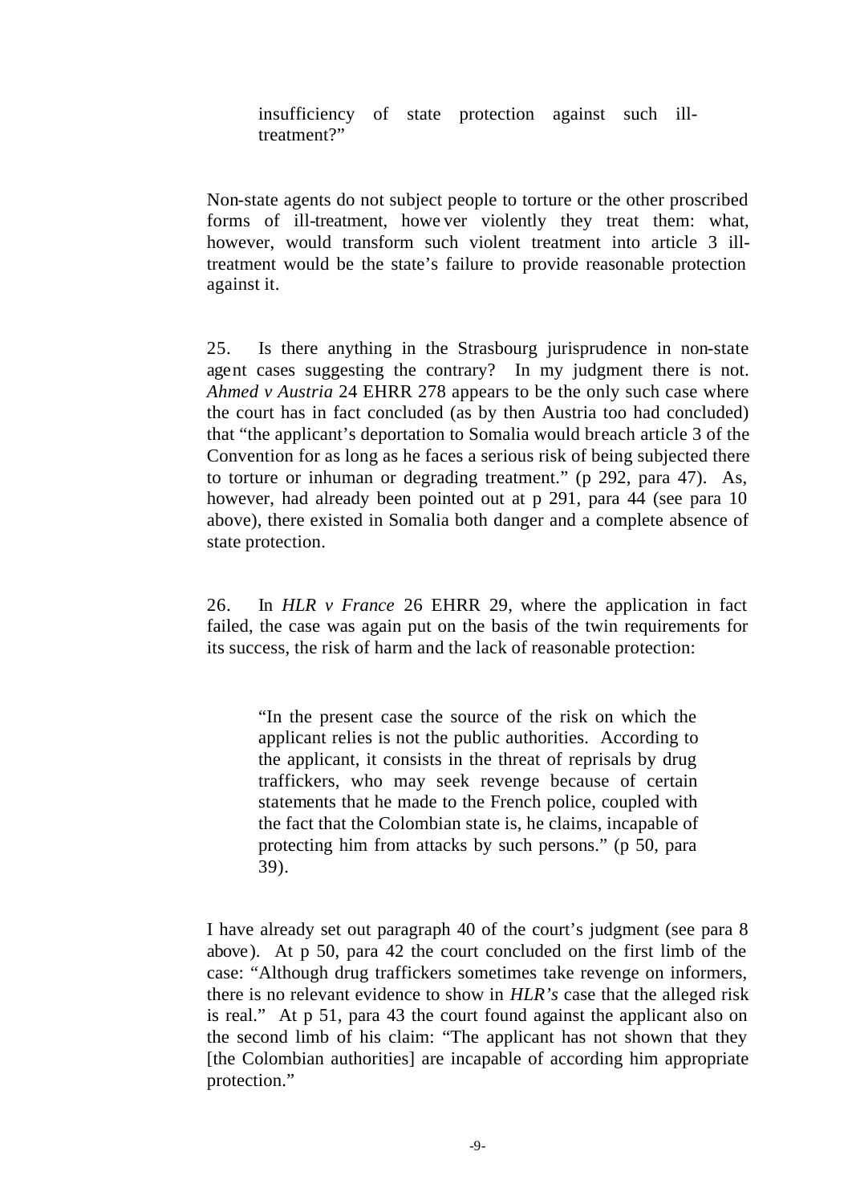> insufficiency of state protection against such ill-treatment?"

Non-state agents do not subject people to torture or the other proscribed forms of ill-treatment, however violently they treat them: what, however, would transform such violent treatment into article 3 ill-treatment would be the state's failure to provide reasonable protection against it.

25. Is there anything in the Strasbourg jurisprudence in non-state agent cases suggesting the contrary? In my judgment there is not. *Ahmed v Austria* 24 EHRR 278 appears to be the only such case where the court has in fact concluded (as by then Austria too had concluded) that "the applicant's deportation to Somalia would breach article 3 of the Convention for as long as he faces a serious risk of being subjected there to torture or inhuman or degrading treatment." (p 292, para 47). As, however, had already been pointed out at p 291, para 44 (see para 10 above), there existed in Somalia both danger and a complete absence of state protection.

26. In *HLR v France* 26 EHRR 29, where the application in fact failed, the case was again put on the basis of the twin requirements for its success, the risk of harm and the lack of reasonable protection:

> "In the present case the source of the risk on which the applicant relies is not the public authorities. According to the applicant, it consists in the threat of reprisals by drug traffickers, who may seek revenge because of certain statements that he made to the French police, coupled with the fact that the Colombian state is, he claims, incapable of protecting him from attacks by such persons." (p 50, para 39).

I have already set out paragraph 40 of the court's judgment (see para 8 above). At p 50, para 42 the court concluded on the first limb of the case: "Although drug traffickers sometimes take revenge on informers, there is no relevant evidence to show in *HLR's* case that the alleged risk is real." At p 51, para 43 the court found against the applicant also on the second limb of his claim: "The applicant has not shown that they [the Colombian authorities] are incapable of according him appropriate protection."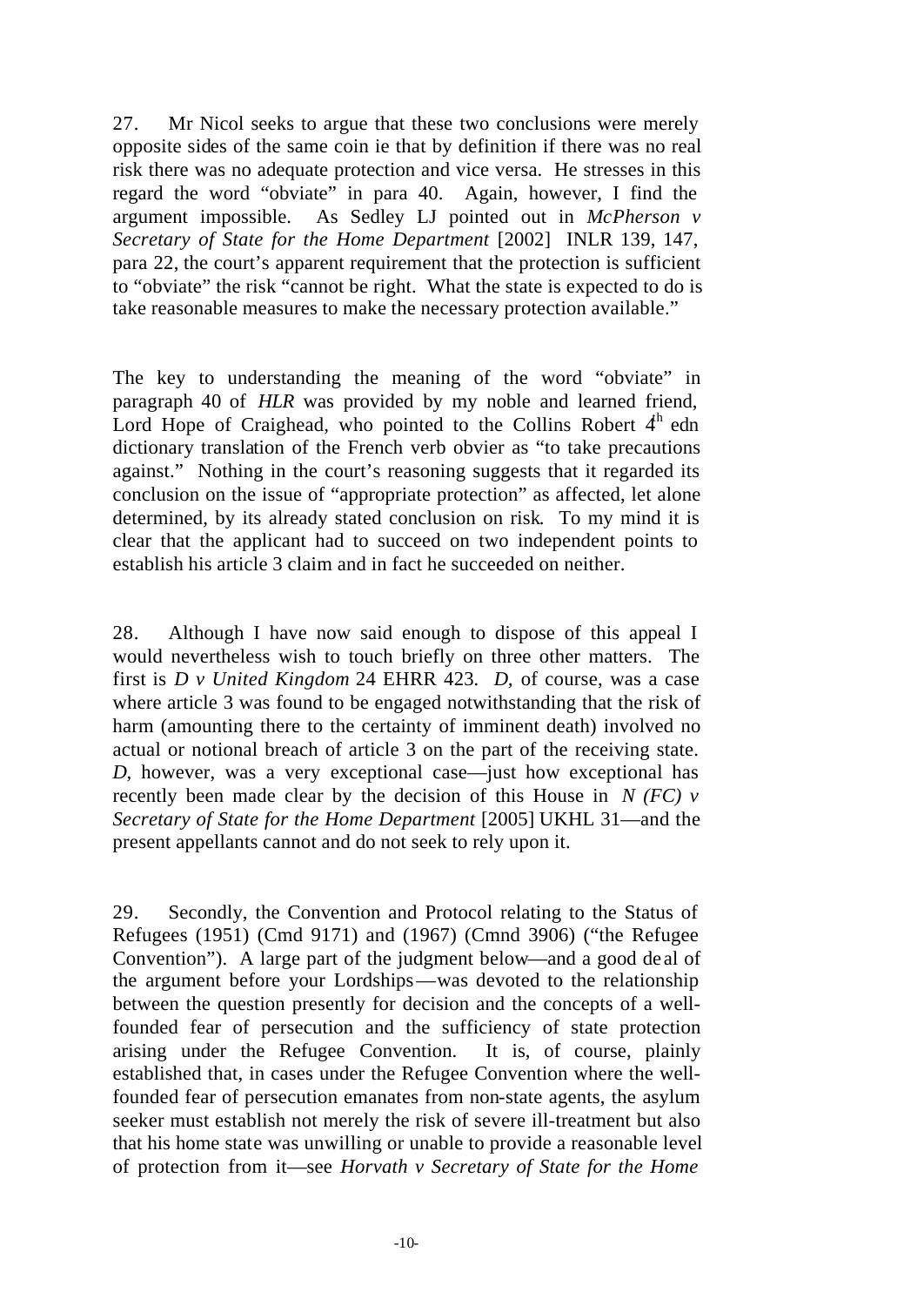27. Mr Nicol seeks to argue that these two conclusions were merely opposite sides of the same coin ie that by definition if there was no real risk there was no adequate protection and vice versa. He stresses in this regard the word "obviate" in para 40. Again, however, I find the argument impossible. As Sedley LJ pointed out in *McPherson v Secretary of State for the Home Department* [2002] INLR 139, 147, para 22, the court's apparent requirement that the protection is sufficient to "obviate" the risk "cannot be right. What the state is expected to do is take reasonable measures to make the necessary protection available."

The key to understanding the meaning of the word "obviate" in paragraph 40 of *HLR* was provided by my noble and learned friend, Lord Hope of Craighead, who pointed to the Collins Robert 4th edn dictionary translation of the French verb obvier as "to take precautions against." Nothing in the court's reasoning suggests that it regarded its conclusion on the issue of "appropriate protection" as affected, let alone determined, by its already stated conclusion on risk. To my mind it is clear that the applicant had to succeed on two independent points to establish his article 3 claim and in fact he succeeded on neither.

28. Although I have now said enough to dispose of this appeal I would nevertheless wish to touch briefly on three other matters. The first is *D v United Kingdom* 24 EHRR 423. *D*, of course, was a case where article 3 was found to be engaged notwithstanding that the risk of harm (amounting there to the certainty of imminent death) involved no actual or notional breach of article 3 on the part of the receiving state. *D*, however, was a very exceptional case—just how exceptional has recently been made clear by the decision of this House in *N (FC) v Secretary of State for the Home Department* [2005] UKHL 31—and the present appellants cannot and do not seek to rely upon it.

29. Secondly, the Convention and Protocol relating to the Status of Refugees (1951) (Cmd 9171) and (1967) (Cmnd 3906) ("the Refugee Convention"). A large part of the judgment below—and a good deal of the argument before your Lordships—was devoted to the relationship between the question presently for decision and the concepts of a well-founded fear of persecution and the sufficiency of state protection arising under the Refugee Convention. It is, of course, plainly established that, in cases under the Refugee Convention where the well-founded fear of persecution emanates from non-state agents, the asylum seeker must establish not merely the risk of severe ill-treatment but also that his home state was unwilling or unable to provide a reasonable level of protection from it—see *Horvath v Secretary of State for the Home*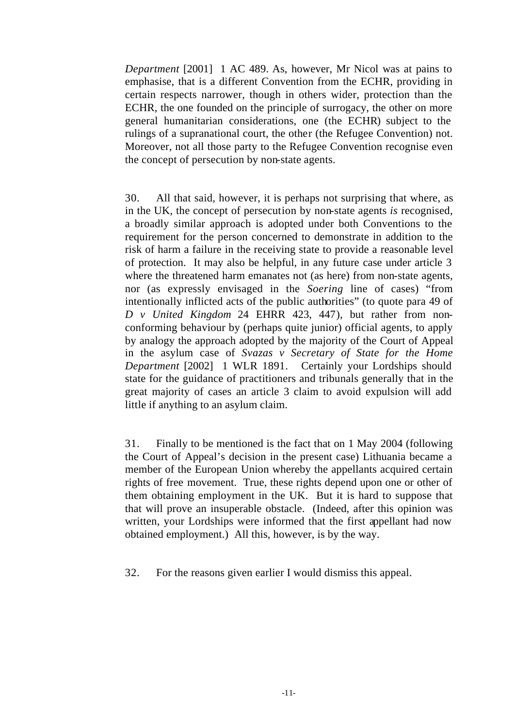*Department* [2001] 1 AC 489. As, however, Mr Nicol was at pains to emphasise, that is a different Convention from the ECHR, providing in certain respects narrower, though in others wider, protection than the ECHR, the one founded on the principle of surrogacy, the other on more general humanitarian considerations, one (the ECHR) subject to the rulings of a supranational court, the other (the Refugee Convention) not. Moreover, not all those party to the Refugee Convention recognise even the concept of persecution by non-state agents.

30. All that said, however, it is perhaps not surprising that where, as in the UK, the concept of persecution by non-state agents *is* recognised, a broadly similar approach is adopted under both Conventions to the requirement for the person concerned to demonstrate in addition to the risk of harm a failure in the receiving state to provide a reasonable level of protection. It may also be helpful, in any future case under article 3 where the threatened harm emanates not (as here) from non-state agents, nor (as expressly envisaged in the *Soering* line of cases) "from intentionally inflicted acts of the public authorities" (to quote para 49 of *D v United Kingdom* 24 EHRR 423, 447), but rather from non-conforming behaviour by (perhaps quite junior) official agents, to apply by analogy the approach adopted by the majority of the Court of Appeal in the asylum case of *Svazas v Secretary of State for the Home Department* [2002] 1 WLR 1891. Certainly your Lordships should state for the guidance of practitioners and tribunals generally that in the great majority of cases an article 3 claim to avoid expulsion will add little if anything to an asylum claim.

31. Finally to be mentioned is the fact that on 1 May 2004 (following the Court of Appeal's decision in the present case) Lithuania became a member of the European Union whereby the appellants acquired certain rights of free movement. True, these rights depend upon one or other of them obtaining employment in the UK. But it is hard to suppose that that will prove an insuperable obstacle. (Indeed, after this opinion was written, your Lordships were informed that the first appellant had now obtained employment.) All this, however, is by the way.

32. For the reasons given earlier I would dismiss this appeal.